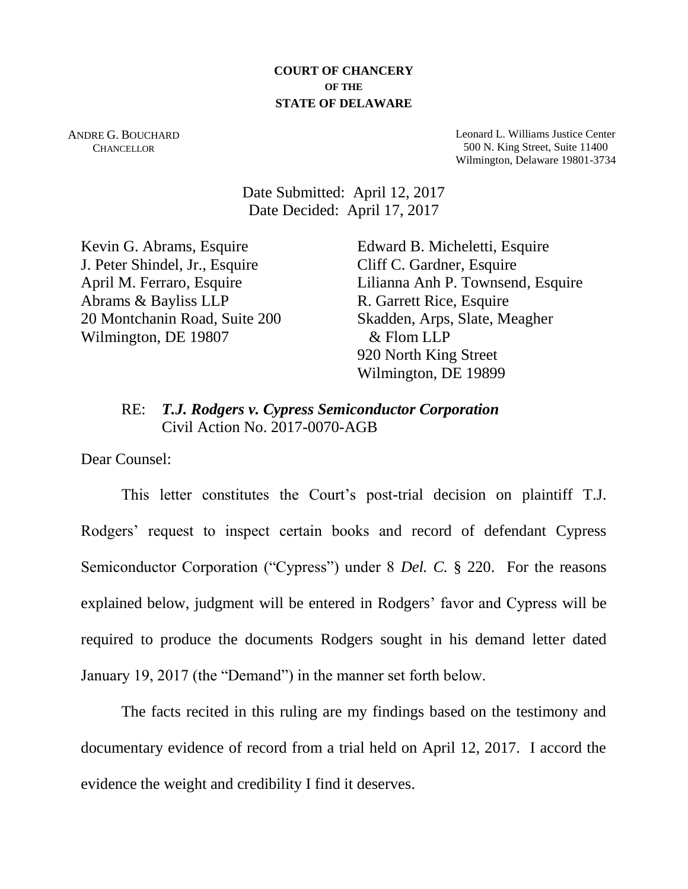**COURT OF CHANCERY**
**OF THE**
**STATE OF DELAWARE**

ANDRE G. BOUCHARD
CHANCELLOR

Leonard L. Williams Justice Center
500 N. King Street, Suite 11400
Wilmington, Delaware 19801-3734

Date Submitted: April 12, 2017
Date Decided: April 17, 2017

Kevin G. Abrams, Esquire
J. Peter Shindel, Jr., Esquire
April M. Ferraro, Esquire
Abrams & Bayliss LLP
20 Montchanin Road, Suite 200
Wilmington, DE 19807

Edward B. Micheletti, Esquire
Cliff C. Gardner, Esquire
Lilianna Anh P. Townsend, Esquire
R. Garrett Rice, Esquire
Skadden, Arps, Slate, Meagher
& Flom LLP
920 North King Street
Wilmington, DE 19899

RE: ***T.J. Rodgers v. Cypress Semiconductor Corporation***
Civil Action No. 2017-0070-AGB

Dear Counsel:

This letter constitutes the Court's post-trial decision on plaintiff T.J. Rodgers' request to inspect certain books and record of defendant Cypress Semiconductor Corporation ("Cypress") under 8 *Del. C.* § 220. For the reasons explained below, judgment will be entered in Rodgers' favor and Cypress will be required to produce the documents Rodgers sought in his demand letter dated January 19, 2017 (the "Demand") in the manner set forth below.

The facts recited in this ruling are my findings based on the testimony and documentary evidence of record from a trial held on April 12, 2017. I accord the evidence the weight and credibility I find it deserves.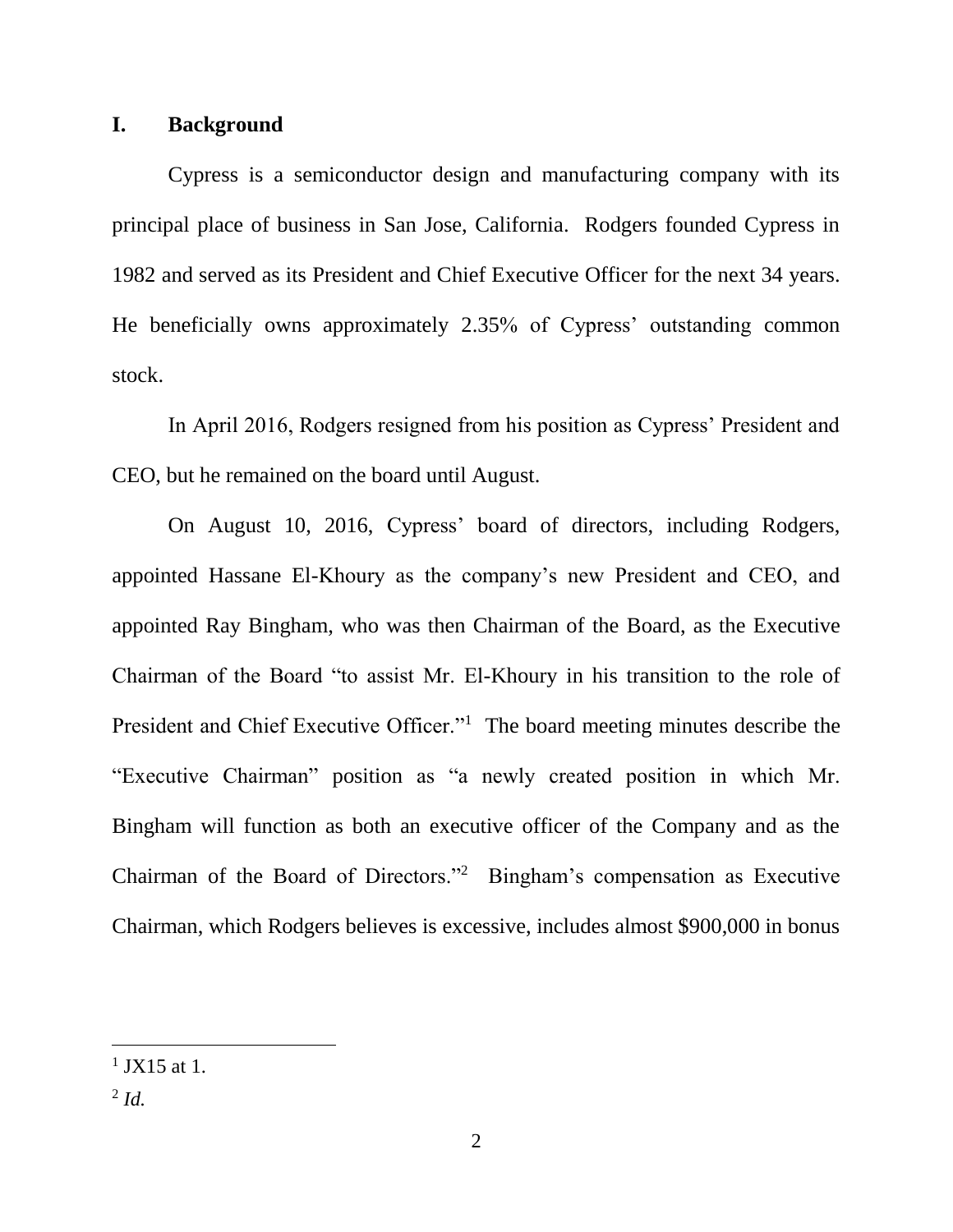## I. Background

Cypress is a semiconductor design and manufacturing company with its principal place of business in San Jose, California. Rodgers founded Cypress in 1982 and served as its President and Chief Executive Officer for the next 34 years. He beneficially owns approximately 2.35% of Cypress' outstanding common stock.

In April 2016, Rodgers resigned from his position as Cypress' President and CEO, but he remained on the board until August.

On August 10, 2016, Cypress' board of directors, including Rodgers, appointed Hassane El-Khoury as the company's new President and CEO, and appointed Ray Bingham, who was then Chairman of the Board, as the Executive Chairman of the Board "to assist Mr. El-Khoury in his transition to the role of President and Chief Executive Officer."[1] The board meeting minutes describe the "Executive Chairman" position as "a newly created position in which Mr. Bingham will function as both an executive officer of the Company and as the Chairman of the Board of Directors."[2] Bingham's compensation as Executive Chairman, which Rodgers believes is excessive, includes almost $900,000 in bonus

---

[1] JX15 at 1.

[2] *Id.*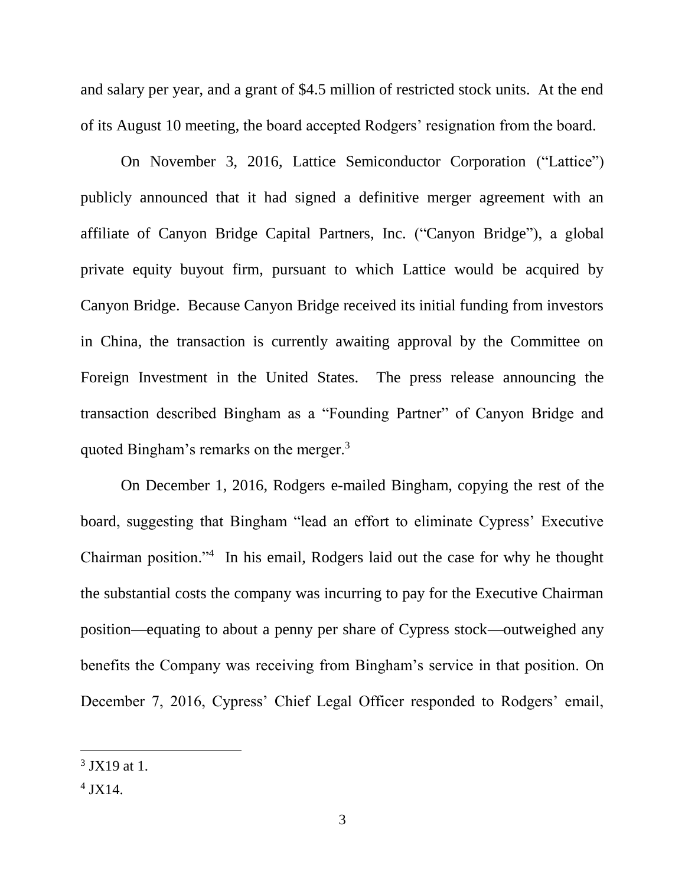and salary per year, and a grant of $4.5 million of restricted stock units. At the end of its August 10 meeting, the board accepted Rodgers' resignation from the board.

On November 3, 2016, Lattice Semiconductor Corporation ("Lattice") publicly announced that it had signed a definitive merger agreement with an affiliate of Canyon Bridge Capital Partners, Inc. ("Canyon Bridge"), a global private equity buyout firm, pursuant to which Lattice would be acquired by Canyon Bridge. Because Canyon Bridge received its initial funding from investors in China, the transaction is currently awaiting approval by the Committee on Foreign Investment in the United States. The press release announcing the transaction described Bingham as a "Founding Partner" of Canyon Bridge and quoted Bingham's remarks on the merger.[3]

On December 1, 2016, Rodgers e-mailed Bingham, copying the rest of the board, suggesting that Bingham "lead an effort to eliminate Cypress' Executive Chairman position."[4] In his email, Rodgers laid out the case for why he thought the substantial costs the company was incurring to pay for the Executive Chairman position—equating to about a penny per share of Cypress stock—outweighed any benefits the Company was receiving from Bingham's service in that position. On December 7, 2016, Cypress' Chief Legal Officer responded to Rodgers' email,

---

[3] JX19 at 1.

[4] JX14.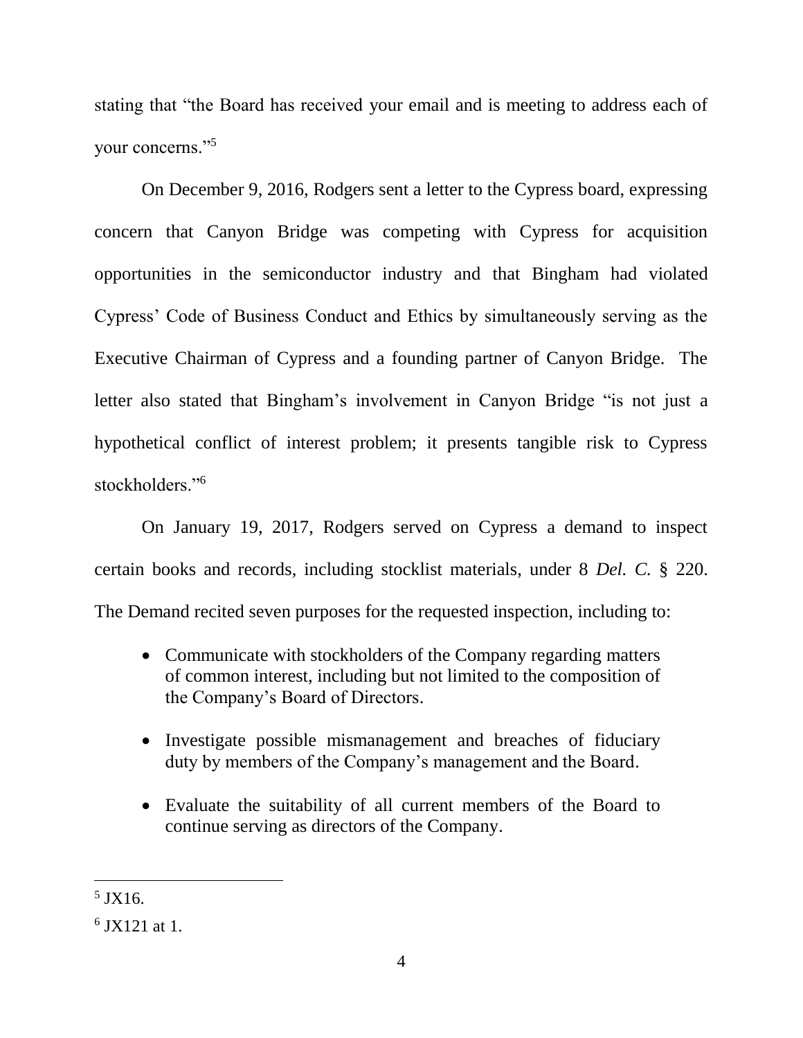stating that "the Board has received your email and is meeting to address each of your concerns."[5]

On December 9, 2016, Rodgers sent a letter to the Cypress board, expressing concern that Canyon Bridge was competing with Cypress for acquisition opportunities in the semiconductor industry and that Bingham had violated Cypress' Code of Business Conduct and Ethics by simultaneously serving as the Executive Chairman of Cypress and a founding partner of Canyon Bridge. The letter also stated that Bingham's involvement in Canyon Bridge "is not just a hypothetical conflict of interest problem; it presents tangible risk to Cypress stockholders."[6]

On January 19, 2017, Rodgers served on Cypress a demand to inspect certain books and records, including stocklist materials, under 8 *Del. C.* § 220. The Demand recited seven purposes for the requested inspection, including to:

- Communicate with stockholders of the Company regarding matters of common interest, including but not limited to the composition of the Company's Board of Directors.
- Investigate possible mismanagement and breaches of fiduciary duty by members of the Company's management and the Board.
- Evaluate the suitability of all current members of the Board to continue serving as directors of the Company.

---

[5] JX16.

[6] JX121 at 1.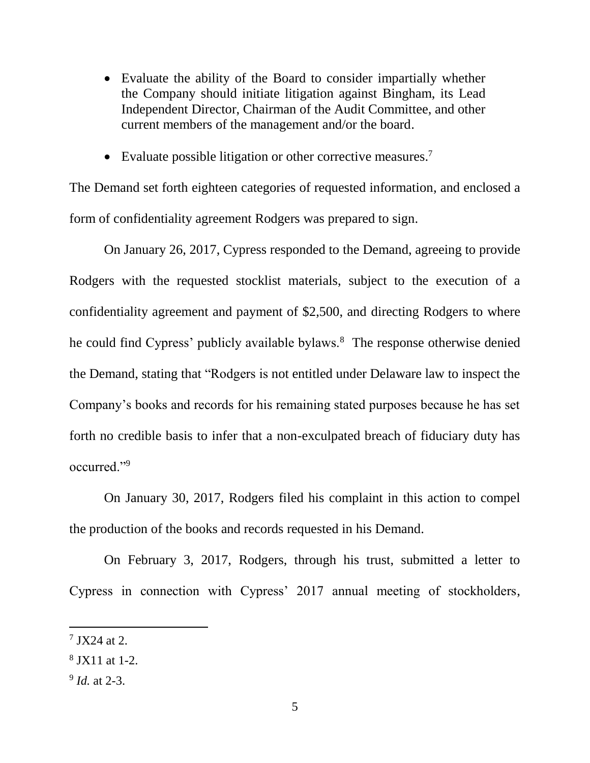- Evaluate the ability of the Board to consider impartially whether the Company should initiate litigation against Bingham, its Lead Independent Director, Chairman of the Audit Committee, and other current members of the management and/or the board.
- Evaluate possible litigation or other corrective measures.[7]

The Demand set forth eighteen categories of requested information, and enclosed a form of confidentiality agreement Rodgers was prepared to sign.

On January 26, 2017, Cypress responded to the Demand, agreeing to provide Rodgers with the requested stocklist materials, subject to the execution of a confidentiality agreement and payment of $2,500, and directing Rodgers to where he could find Cypress' publicly available bylaws.[8] The response otherwise denied the Demand, stating that "Rodgers is not entitled under Delaware law to inspect the Company's books and records for his remaining stated purposes because he has set forth no credible basis to infer that a non-exculpated breach of fiduciary duty has occurred."[9]

On January 30, 2017, Rodgers filed his complaint in this action to compel the production of the books and records requested in his Demand.

On February 3, 2017, Rodgers, through his trust, submitted a letter to Cypress in connection with Cypress' 2017 annual meeting of stockholders,

---

[7] JX24 at 2.

[8] JX11 at 1-2.

[9] *Id.* at 2-3.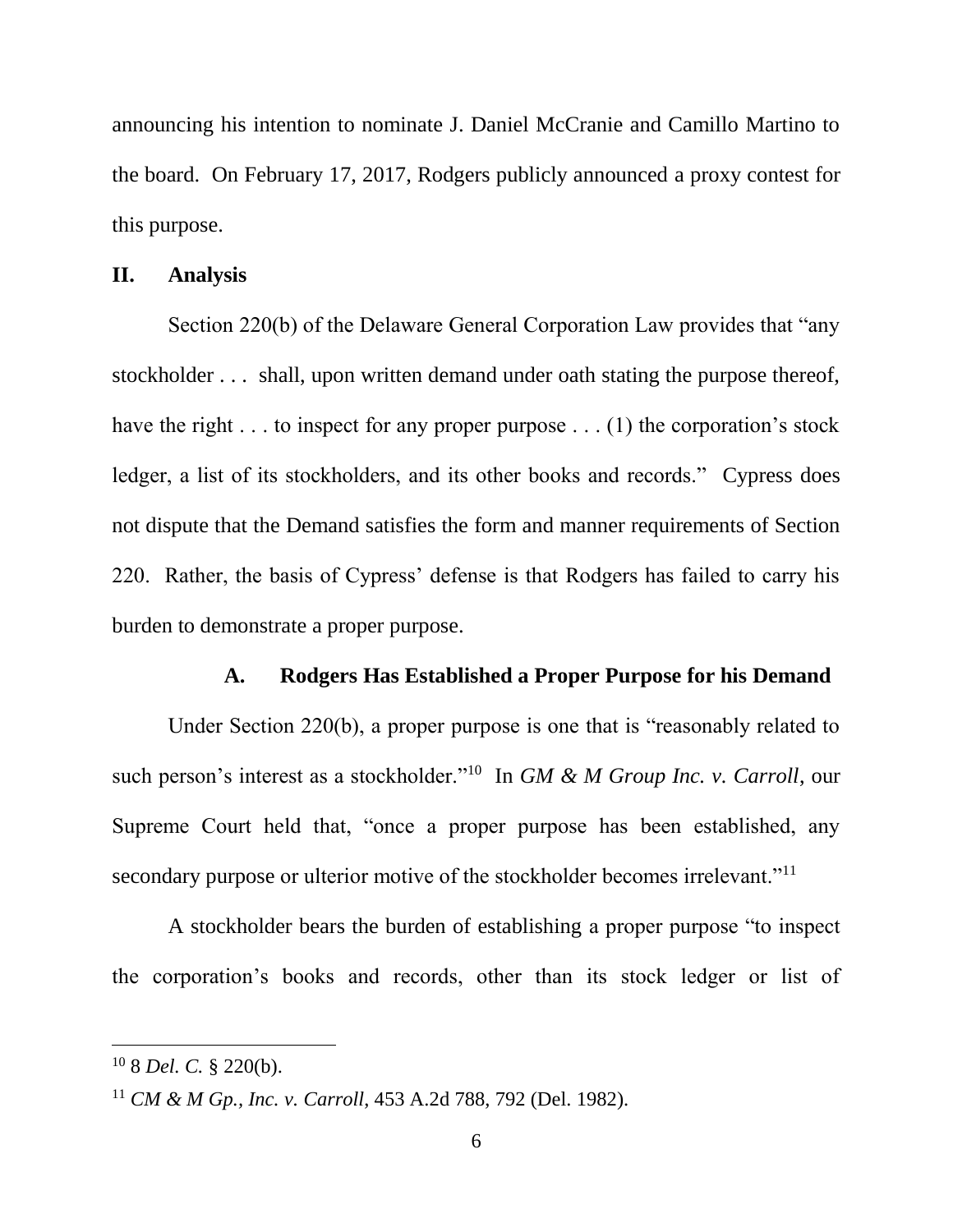announcing his intention to nominate J. Daniel McCranie and Camillo Martino to the board. On February 17, 2017, Rodgers publicly announced a proxy contest for this purpose.

## II. Analysis

Section 220(b) of the Delaware General Corporation Law provides that "any stockholder . . . shall, upon written demand under oath stating the purpose thereof, have the right . . . to inspect for any proper purpose . . . (1) the corporation's stock ledger, a list of its stockholders, and its other books and records." Cypress does not dispute that the Demand satisfies the form and manner requirements of Section 220. Rather, the basis of Cypress' defense is that Rodgers has failed to carry his burden to demonstrate a proper purpose.

### A. Rodgers Has Established a Proper Purpose for his Demand

Under Section 220(b), a proper purpose is one that is "reasonably related to such person's interest as a stockholder."[10] In *GM & M Group Inc. v. Carroll*, our Supreme Court held that, "once a proper purpose has been established, any secondary purpose or ulterior motive of the stockholder becomes irrelevant."[11]

A stockholder bears the burden of establishing a proper purpose "to inspect the corporation's books and records, other than its stock ledger or list of

---

[10] 8 *Del. C.* § 220(b).

[11] *CM & M Gp., Inc. v. Carroll*, 453 A.2d 788, 792 (Del. 1982).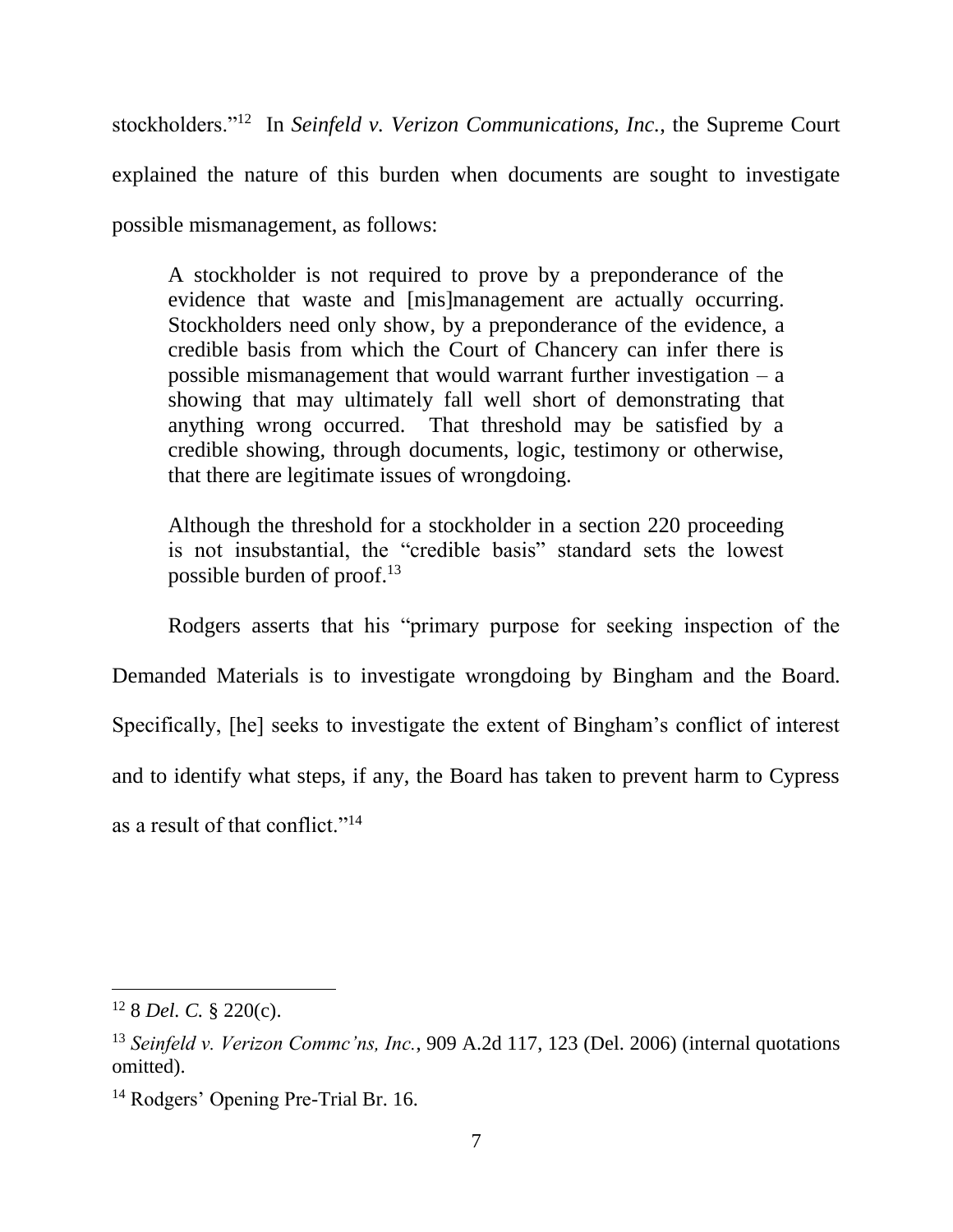stockholders."[12] In *Seinfeld v. Verizon Communications, Inc.*, the Supreme Court explained the nature of this burden when documents are sought to investigate possible mismanagement, as follows:

> A stockholder is not required to prove by a preponderance of the evidence that waste and [mis]management are actually occurring. Stockholders need only show, by a preponderance of the evidence, a credible basis from which the Court of Chancery can infer there is possible mismanagement that would warrant further investigation – a showing that may ultimately fall well short of demonstrating that anything wrong occurred. That threshold may be satisfied by a credible showing, through documents, logic, testimony or otherwise, that there are legitimate issues of wrongdoing.
>
> Although the threshold for a stockholder in a section 220 proceeding is not insubstantial, the "credible basis" standard sets the lowest possible burden of proof.[13]

Rodgers asserts that his "primary purpose for seeking inspection of the Demanded Materials is to investigate wrongdoing by Bingham and the Board. Specifically, [he] seeks to investigate the extent of Bingham's conflict of interest and to identify what steps, if any, the Board has taken to prevent harm to Cypress as a result of that conflict."[14]

---

[12] 8 *Del. C.* § 220(c).

[13] *Seinfeld v. Verizon Commc'ns, Inc.*, 909 A.2d 117, 123 (Del. 2006) (internal quotations omitted).

[14] Rodgers' Opening Pre-Trial Br. 16.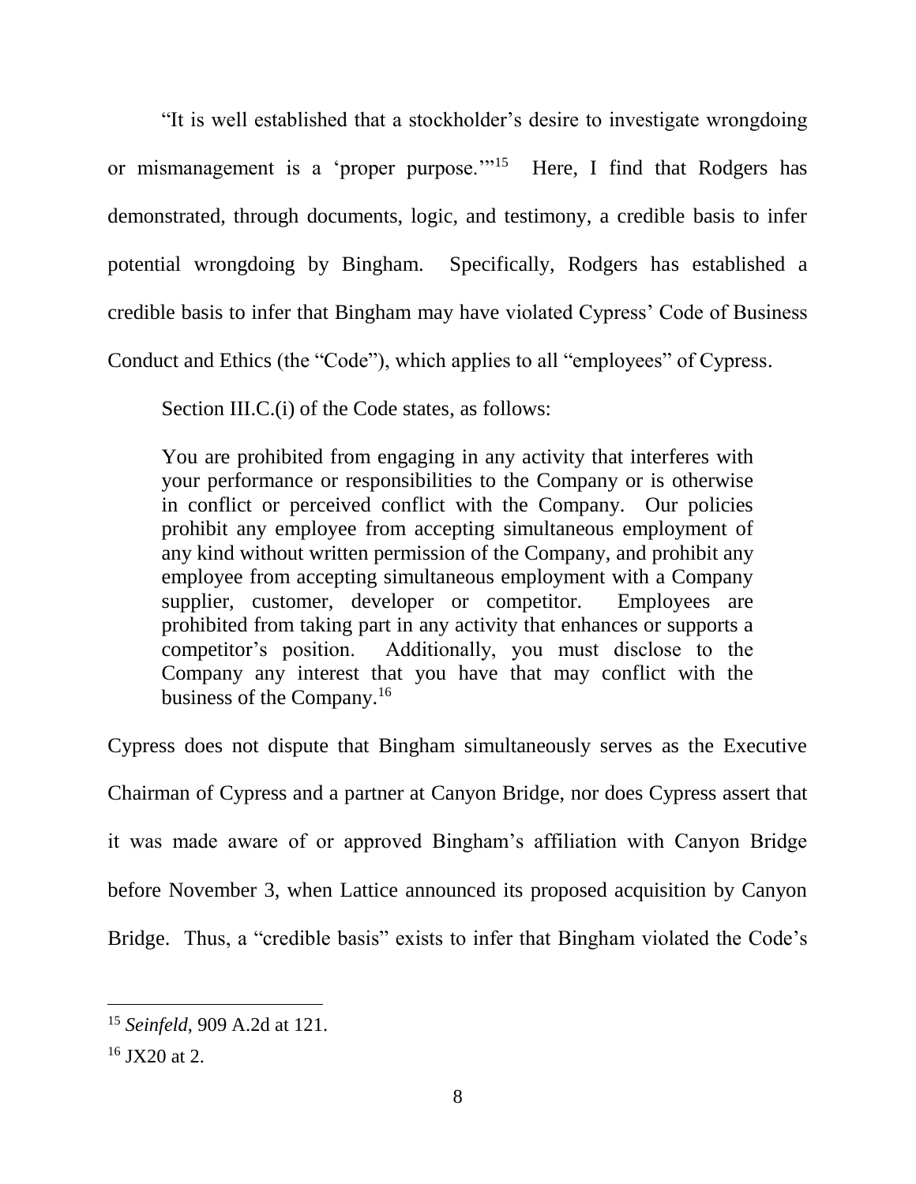"It is well established that a stockholder's desire to investigate wrongdoing or mismanagement is a 'proper purpose.'"[15] Here, I find that Rodgers has demonstrated, through documents, logic, and testimony, a credible basis to infer potential wrongdoing by Bingham. Specifically, Rodgers has established a credible basis to infer that Bingham may have violated Cypress' Code of Business Conduct and Ethics (the "Code"), which applies to all "employees" of Cypress.

Section III.C.(i) of the Code states, as follows:

> You are prohibited from engaging in any activity that interferes with your performance or responsibilities to the Company or is otherwise in conflict or perceived conflict with the Company. Our policies prohibit any employee from accepting simultaneous employment of any kind without written permission of the Company, and prohibit any employee from accepting simultaneous employment with a Company supplier, customer, developer or competitor. Employees are prohibited from taking part in any activity that enhances or supports a competitor's position. Additionally, you must disclose to the Company any interest that you have that may conflict with the business of the Company.[16]

Cypress does not dispute that Bingham simultaneously serves as the Executive Chairman of Cypress and a partner at Canyon Bridge, nor does Cypress assert that it was made aware of or approved Bingham's affiliation with Canyon Bridge before November 3, when Lattice announced its proposed acquisition by Canyon Bridge. Thus, a "credible basis" exists to infer that Bingham violated the Code's

---

[15] *Seinfeld*, 909 A.2d at 121.

[16] JX20 at 2.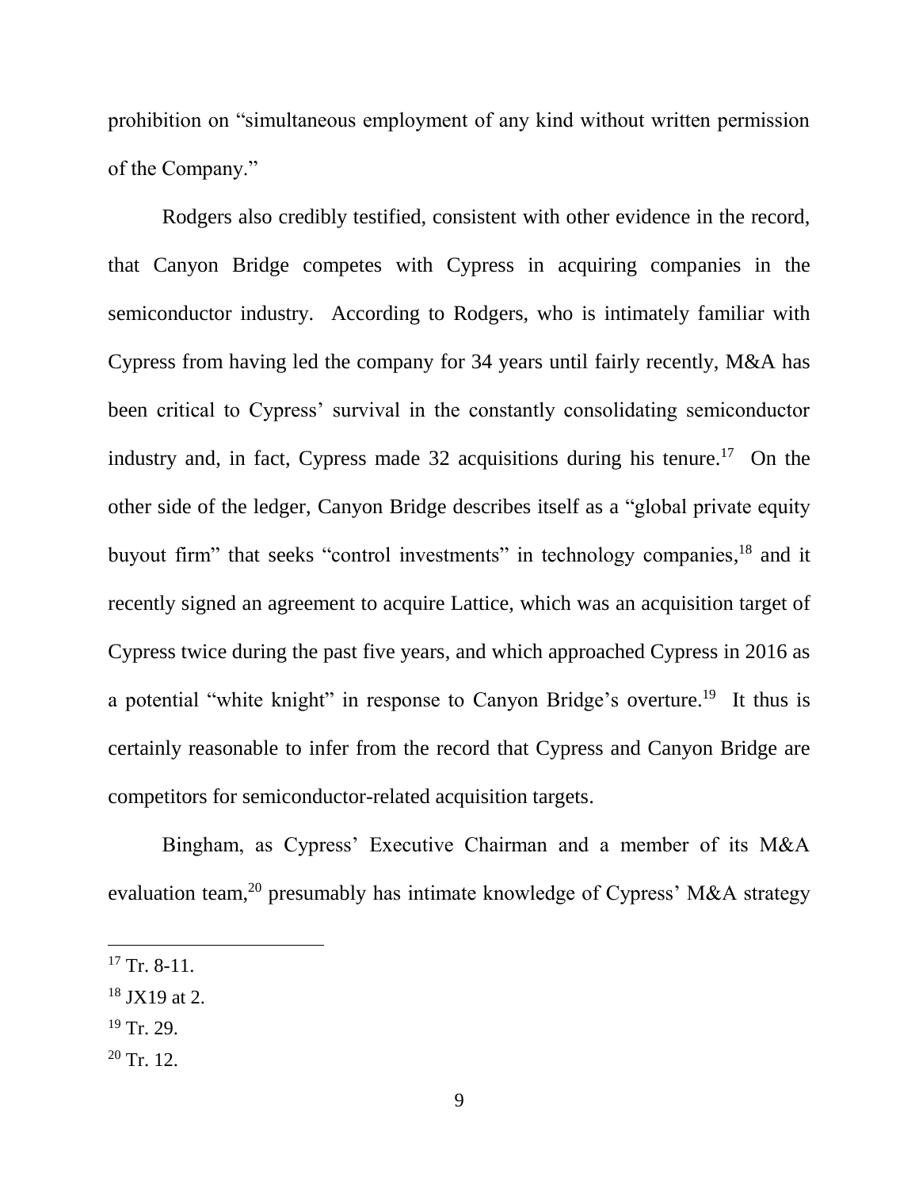prohibition on "simultaneous employment of any kind without written permission of the Company."

Rodgers also credibly testified, consistent with other evidence in the record, that Canyon Bridge competes with Cypress in acquiring companies in the semiconductor industry. According to Rodgers, who is intimately familiar with Cypress from having led the company for 34 years until fairly recently, M&A has been critical to Cypress' survival in the constantly consolidating semiconductor industry and, in fact, Cypress made 32 acquisitions during his tenure.[17] On the other side of the ledger, Canyon Bridge describes itself as a "global private equity buyout firm" that seeks "control investments" in technology companies,[18] and it recently signed an agreement to acquire Lattice, which was an acquisition target of Cypress twice during the past five years, and which approached Cypress in 2016 as a potential "white knight" in response to Canyon Bridge's overture.[19] It thus is certainly reasonable to infer from the record that Cypress and Canyon Bridge are competitors for semiconductor-related acquisition targets.

Bingham, as Cypress' Executive Chairman and a member of its M&A evaluation team,[20] presumably has intimate knowledge of Cypress' M&A strategy

---

[17] Tr. 8-11.

[18] JX19 at 2.

[19] Tr. 29.

[20] Tr. 12.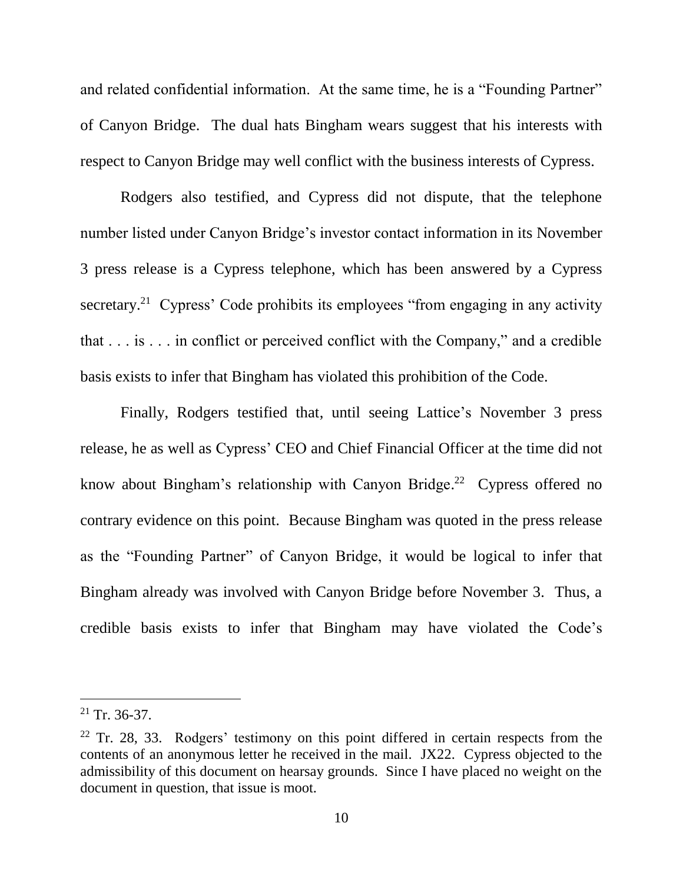and related confidential information. At the same time, he is a "Founding Partner" of Canyon Bridge. The dual hats Bingham wears suggest that his interests with respect to Canyon Bridge may well conflict with the business interests of Cypress.

Rodgers also testified, and Cypress did not dispute, that the telephone number listed under Canyon Bridge's investor contact information in its November 3 press release is a Cypress telephone, which has been answered by a Cypress secretary.[21] Cypress' Code prohibits its employees "from engaging in any activity that . . . is . . . in conflict or perceived conflict with the Company," and a credible basis exists to infer that Bingham has violated this prohibition of the Code.

Finally, Rodgers testified that, until seeing Lattice's November 3 press release, he as well as Cypress' CEO and Chief Financial Officer at the time did not know about Bingham's relationship with Canyon Bridge.[22] Cypress offered no contrary evidence on this point. Because Bingham was quoted in the press release as the "Founding Partner" of Canyon Bridge, it would be logical to infer that Bingham already was involved with Canyon Bridge before November 3. Thus, a credible basis exists to infer that Bingham may have violated the Code's

---

[21] Tr. 36-37.

[22] Tr. 28, 33. Rodgers' testimony on this point differed in certain respects from the contents of an anonymous letter he received in the mail. JX22. Cypress objected to the admissibility of this document on hearsay grounds. Since I have placed no weight on the document in question, that issue is moot.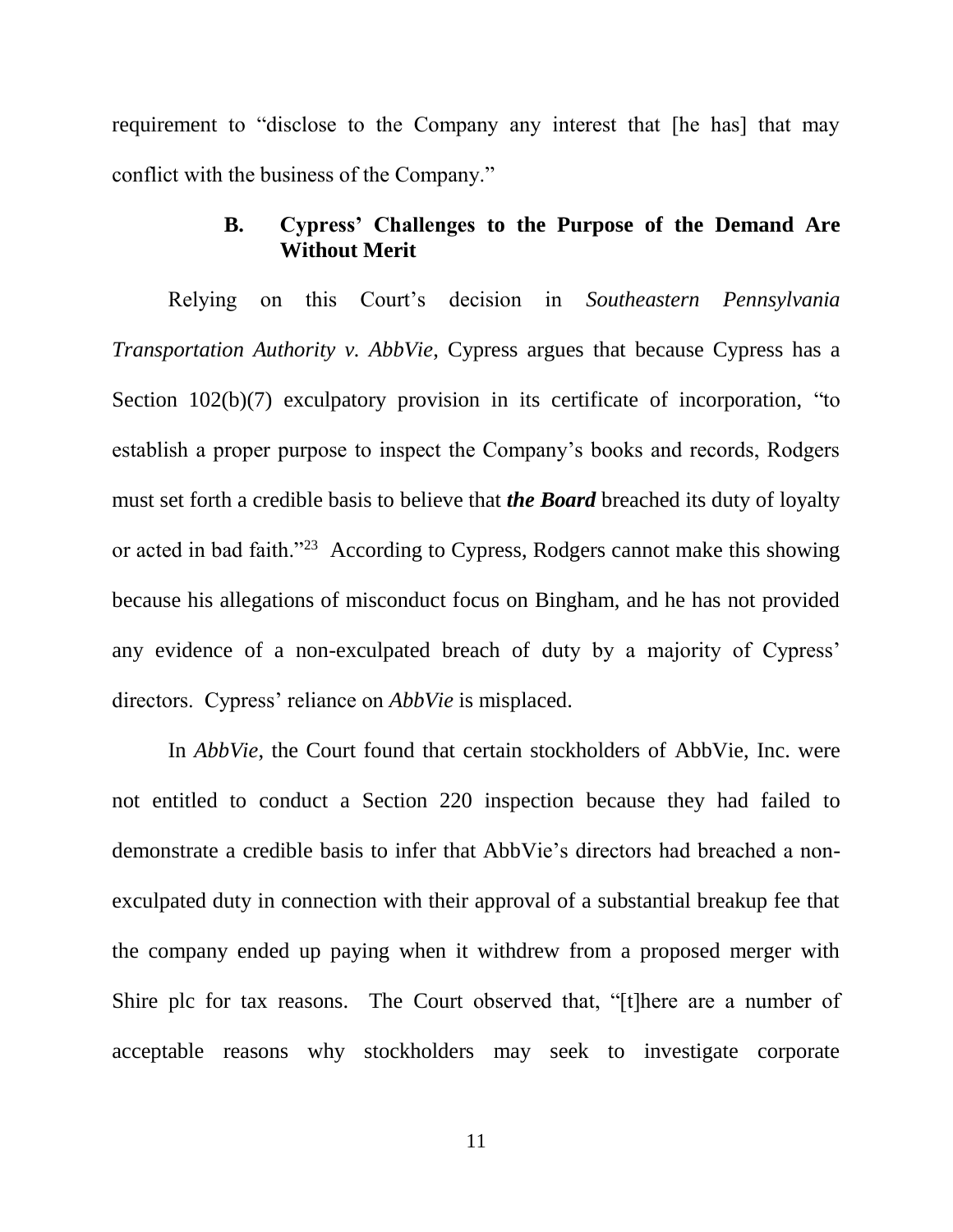requirement to "disclose to the Company any interest that [he has] that may conflict with the business of the Company."

### B. Cypress' Challenges to the Purpose of the Demand Are Without Merit

Relying on this Court's decision in *Southeastern Pennsylvania Transportation Authority v. AbbVie*, Cypress argues that because Cypress has a Section 102(b)(7) exculpatory provision in its certificate of incorporation, "to establish a proper purpose to inspect the Company's books and records, Rodgers must set forth a credible basis to believe that ***the Board*** breached its duty of loyalty or acted in bad faith."[23] According to Cypress, Rodgers cannot make this showing because his allegations of misconduct focus on Bingham, and he has not provided any evidence of a non-exculpated breach of duty by a majority of Cypress' directors. Cypress' reliance on *AbbVie* is misplaced.

In *AbbVie*, the Court found that certain stockholders of AbbVie, Inc. were not entitled to conduct a Section 220 inspection because they had failed to demonstrate a credible basis to infer that AbbVie's directors had breached a non-exculpated duty in connection with their approval of a substantial breakup fee that the company ended up paying when it withdrew from a proposed merger with Shire plc for tax reasons. The Court observed that, "[t]here are a number of acceptable reasons why stockholders may seek to investigate corporate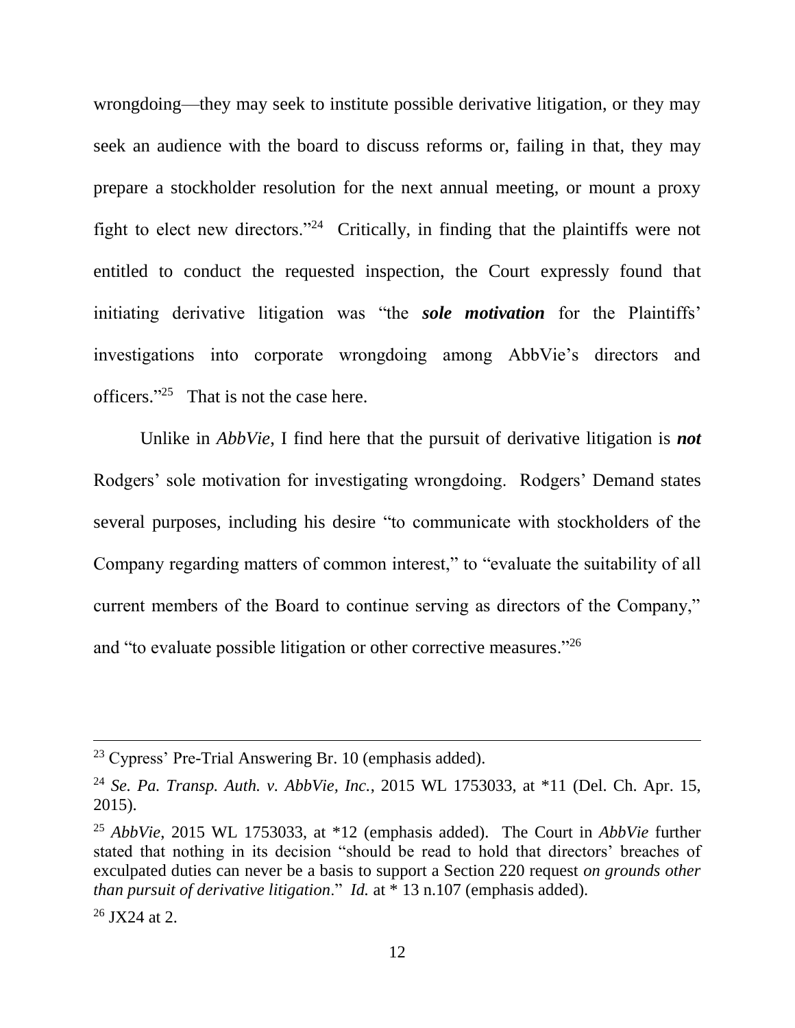wrongdoing—they may seek to institute possible derivative litigation, or they may seek an audience with the board to discuss reforms or, failing in that, they may prepare a stockholder resolution for the next annual meeting, or mount a proxy fight to elect new directors."[24] Critically, in finding that the plaintiffs were not entitled to conduct the requested inspection, the Court expressly found that initiating derivative litigation was "the ***sole motivation*** for the Plaintiffs' investigations into corporate wrongdoing among AbbVie's directors and officers."[25] That is not the case here.

Unlike in *AbbVie*, I find here that the pursuit of derivative litigation is ***not*** Rodgers' sole motivation for investigating wrongdoing. Rodgers' Demand states several purposes, including his desire "to communicate with stockholders of the Company regarding matters of common interest," to "evaluate the suitability of all current members of the Board to continue serving as directors of the Company," and "to evaluate possible litigation or other corrective measures."[26]

---

[23] Cypress' Pre-Trial Answering Br. 10 (emphasis added).

[24] *Se. Pa. Transp. Auth. v. AbbVie, Inc.*, 2015 WL 1753033, at *11 (Del. Ch. Apr. 15, 2015).

[25] *AbbVie*, 2015 WL 1753033, at *12 (emphasis added). The Court in *AbbVie* further stated that nothing in its decision "should be read to hold that directors' breaches of exculpated duties can never be a basis to support a Section 220 request *on grounds other than pursuit of derivative litigation*." *Id.* at * 13 n.107 (emphasis added).

[26] JX24 at 2.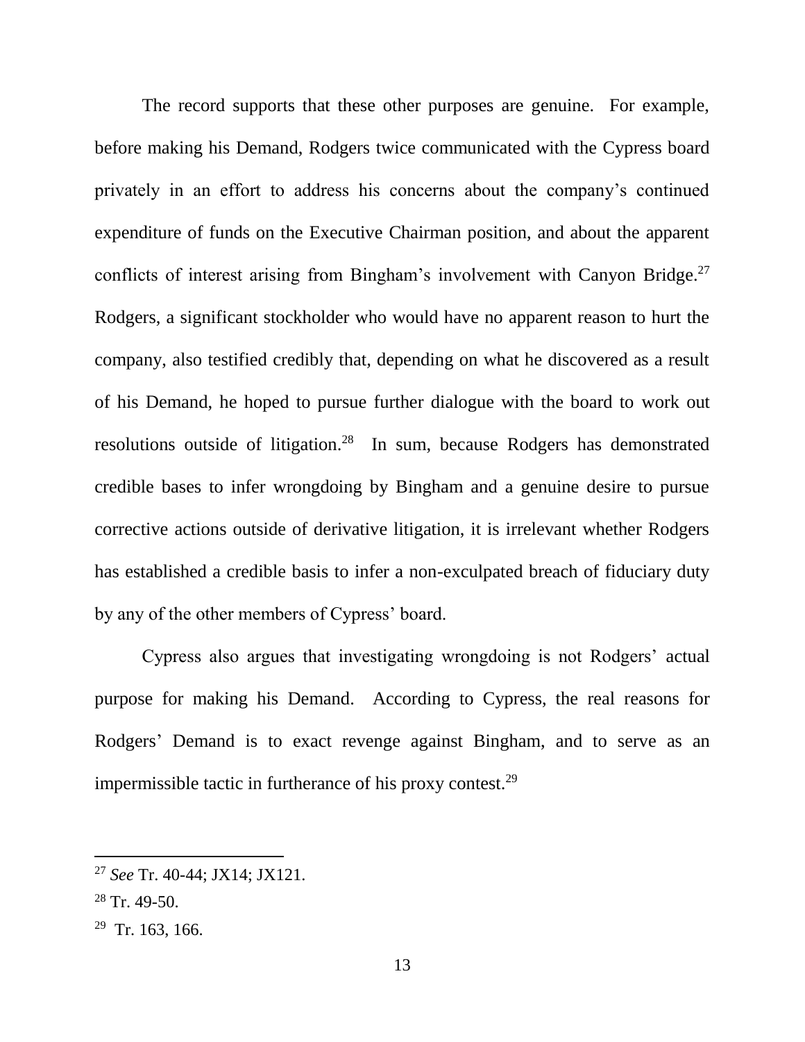The record supports that these other purposes are genuine. For example, before making his Demand, Rodgers twice communicated with the Cypress board privately in an effort to address his concerns about the company's continued expenditure of funds on the Executive Chairman position, and about the apparent conflicts of interest arising from Bingham's involvement with Canyon Bridge.[27] Rodgers, a significant stockholder who would have no apparent reason to hurt the company, also testified credibly that, depending on what he discovered as a result of his Demand, he hoped to pursue further dialogue with the board to work out resolutions outside of litigation.[28] In sum, because Rodgers has demonstrated credible bases to infer wrongdoing by Bingham and a genuine desire to pursue corrective actions outside of derivative litigation, it is irrelevant whether Rodgers has established a credible basis to infer a non-exculpated breach of fiduciary duty by any of the other members of Cypress' board.

Cypress also argues that investigating wrongdoing is not Rodgers' actual purpose for making his Demand. According to Cypress, the real reasons for Rodgers' Demand is to exact revenge against Bingham, and to serve as an impermissible tactic in furtherance of his proxy contest.[29]

---

[27] *See* Tr. 40-44; JX14; JX121.

[28] Tr. 49-50.

[29] Tr. 163, 166.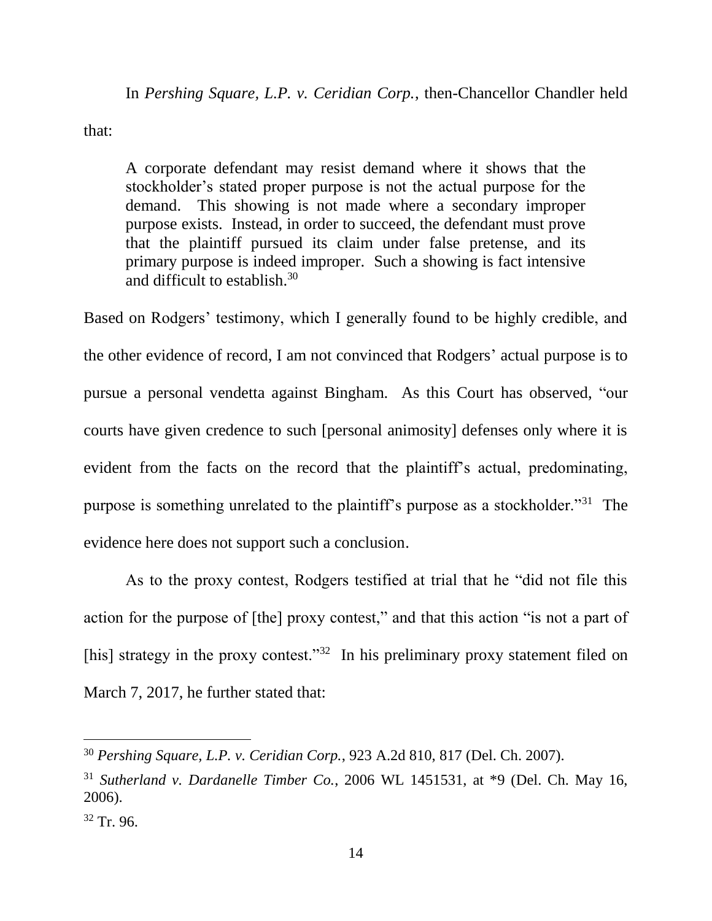In *Pershing Square, L.P. v. Ceridian Corp.*, then-Chancellor Chandler held that:

> A corporate defendant may resist demand where it shows that the stockholder's stated proper purpose is not the actual purpose for the demand. This showing is not made where a secondary improper purpose exists. Instead, in order to succeed, the defendant must prove that the plaintiff pursued its claim under false pretense, and its primary purpose is indeed improper. Such a showing is fact intensive and difficult to establish.[30]

Based on Rodgers' testimony, which I generally found to be highly credible, and the other evidence of record, I am not convinced that Rodgers' actual purpose is to pursue a personal vendetta against Bingham. As this Court has observed, "our courts have given credence to such [personal animosity] defenses only where it is evident from the facts on the record that the plaintiff's actual, predominating, purpose is something unrelated to the plaintiff's purpose as a stockholder."[31] The evidence here does not support such a conclusion.

As to the proxy contest, Rodgers testified at trial that he "did not file this action for the purpose of [the] proxy contest," and that this action "is not a part of [his] strategy in the proxy contest."[32] In his preliminary proxy statement filed on March 7, 2017, he further stated that:

---

[30] *Pershing Square, L.P. v. Ceridian Corp.*, 923 A.2d 810, 817 (Del. Ch. 2007).

[31] *Sutherland v. Dardanelle Timber Co.*, 2006 WL 1451531, at *9 (Del. Ch. May 16, 2006).

[32] Tr. 96.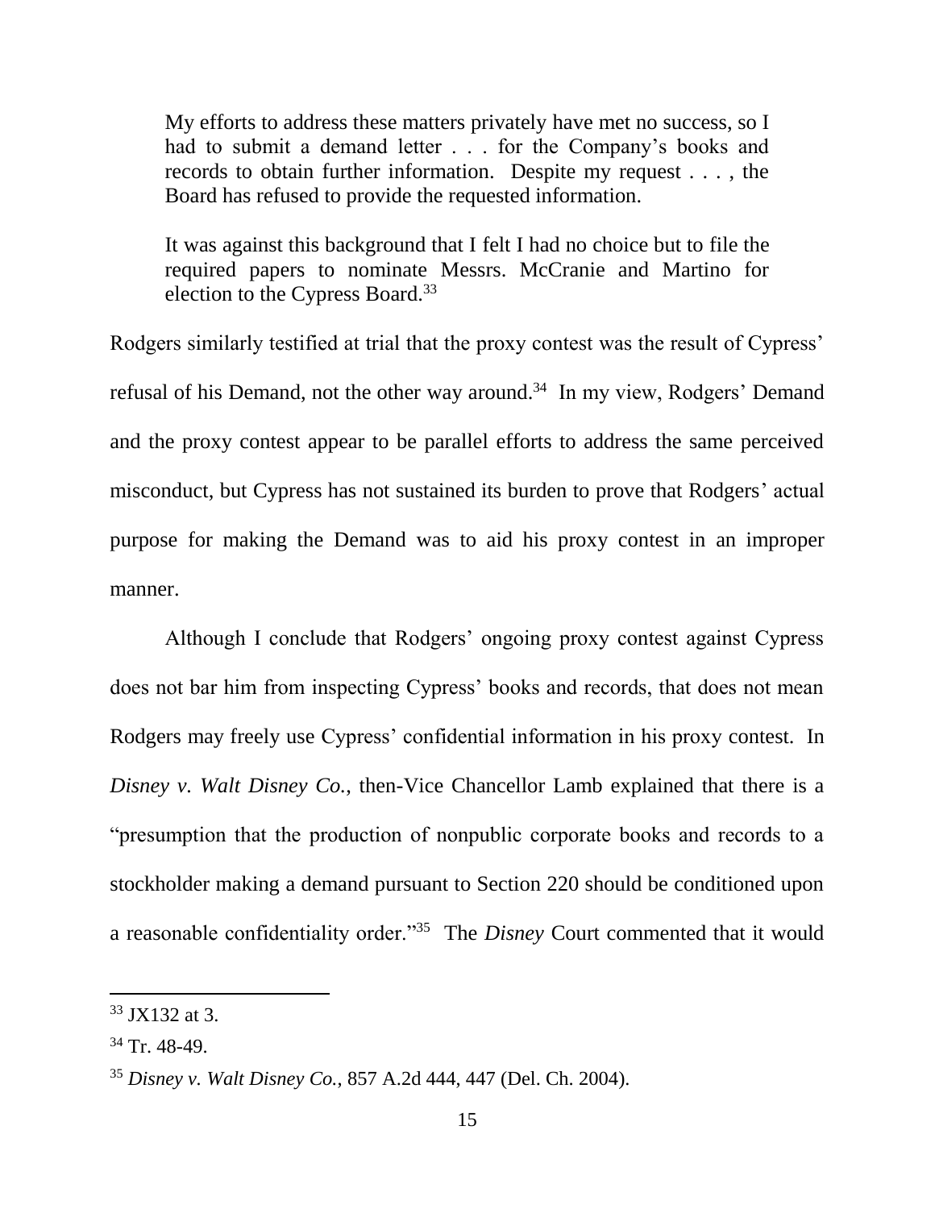> My efforts to address these matters privately have met no success, so I had to submit a demand letter . . . for the Company's books and records to obtain further information. Despite my request . . . , the Board has refused to provide the requested information.
>
> It was against this background that I felt I had no choice but to file the required papers to nominate Messrs. McCranie and Martino for election to the Cypress Board.[33]

Rodgers similarly testified at trial that the proxy contest was the result of Cypress' refusal of his Demand, not the other way around.[34] In my view, Rodgers' Demand and the proxy contest appear to be parallel efforts to address the same perceived misconduct, but Cypress has not sustained its burden to prove that Rodgers' actual purpose for making the Demand was to aid his proxy contest in an improper manner.

Although I conclude that Rodgers' ongoing proxy contest against Cypress does not bar him from inspecting Cypress' books and records, that does not mean Rodgers may freely use Cypress' confidential information in his proxy contest. In *Disney v. Walt Disney Co.*, then-Vice Chancellor Lamb explained that there is a "presumption that the production of nonpublic corporate books and records to a stockholder making a demand pursuant to Section 220 should be conditioned upon a reasonable confidentiality order."[35] The *Disney* Court commented that it would

---

[33] JX132 at 3.

[34] Tr. 48-49.

[35] *Disney v. Walt Disney Co.*, 857 A.2d 444, 447 (Del. Ch. 2004).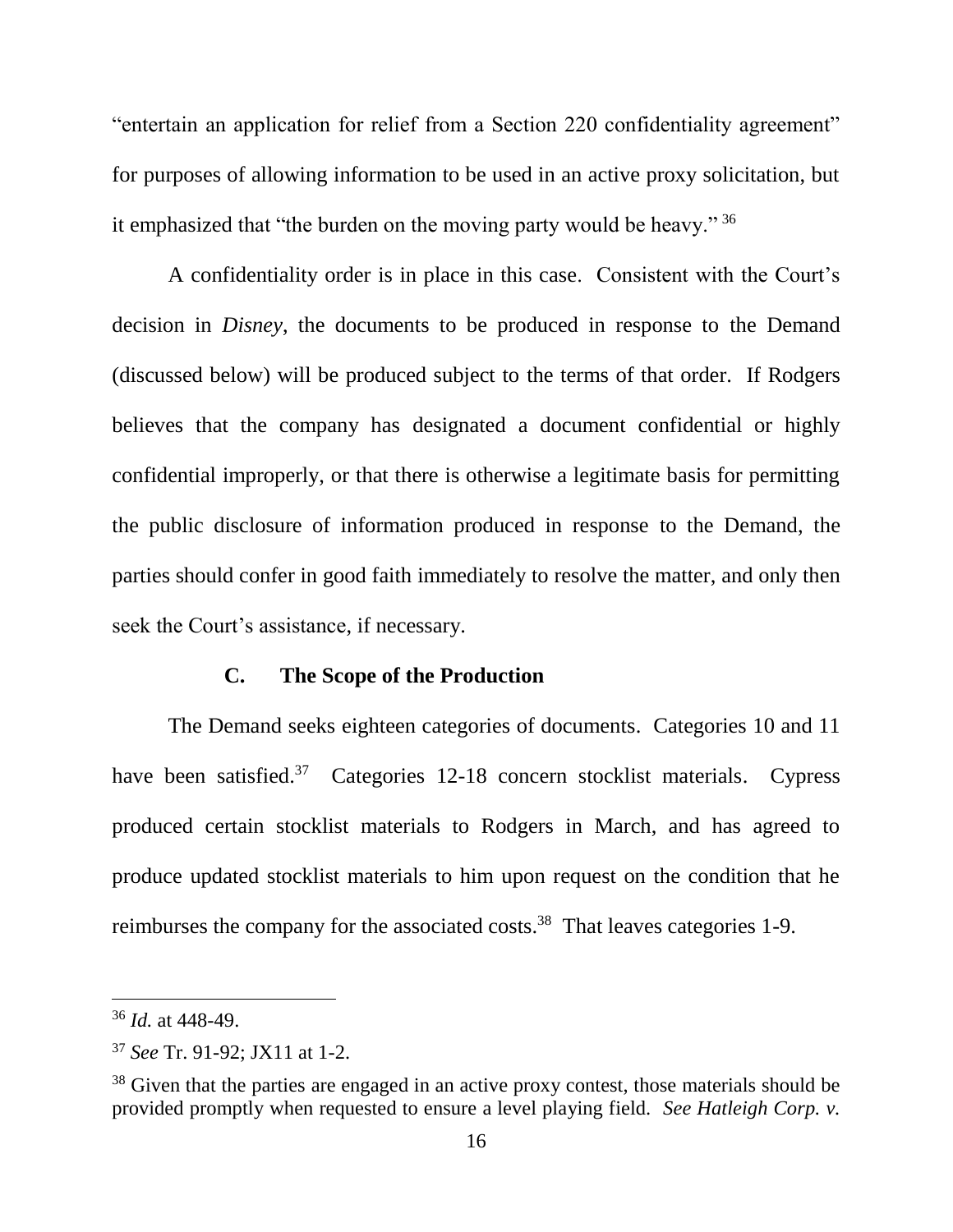"entertain an application for relief from a Section 220 confidentiality agreement" for purposes of allowing information to be used in an active proxy solicitation, but it emphasized that "the burden on the moving party would be heavy." [36]

A confidentiality order is in place in this case. Consistent with the Court's decision in *Disney*, the documents to be produced in response to the Demand (discussed below) will be produced subject to the terms of that order. If Rodgers believes that the company has designated a document confidential or highly confidential improperly, or that there is otherwise a legitimate basis for permitting the public disclosure of information produced in response to the Demand, the parties should confer in good faith immediately to resolve the matter, and only then seek the Court's assistance, if necessary.

### C. The Scope of the Production

The Demand seeks eighteen categories of documents. Categories 10 and 11 have been satisfied.[37] Categories 12-18 concern stocklist materials. Cypress produced certain stocklist materials to Rodgers in March, and has agreed to produce updated stocklist materials to him upon request on the condition that he reimburses the company for the associated costs.[38] That leaves categories 1-9.

---

[36] *Id.* at 448-49.

[37] *See* Tr. 91-92; JX11 at 1-2.

[38] Given that the parties are engaged in an active proxy contest, those materials should be provided promptly when requested to ensure a level playing field. *See Hatleigh Corp. v.*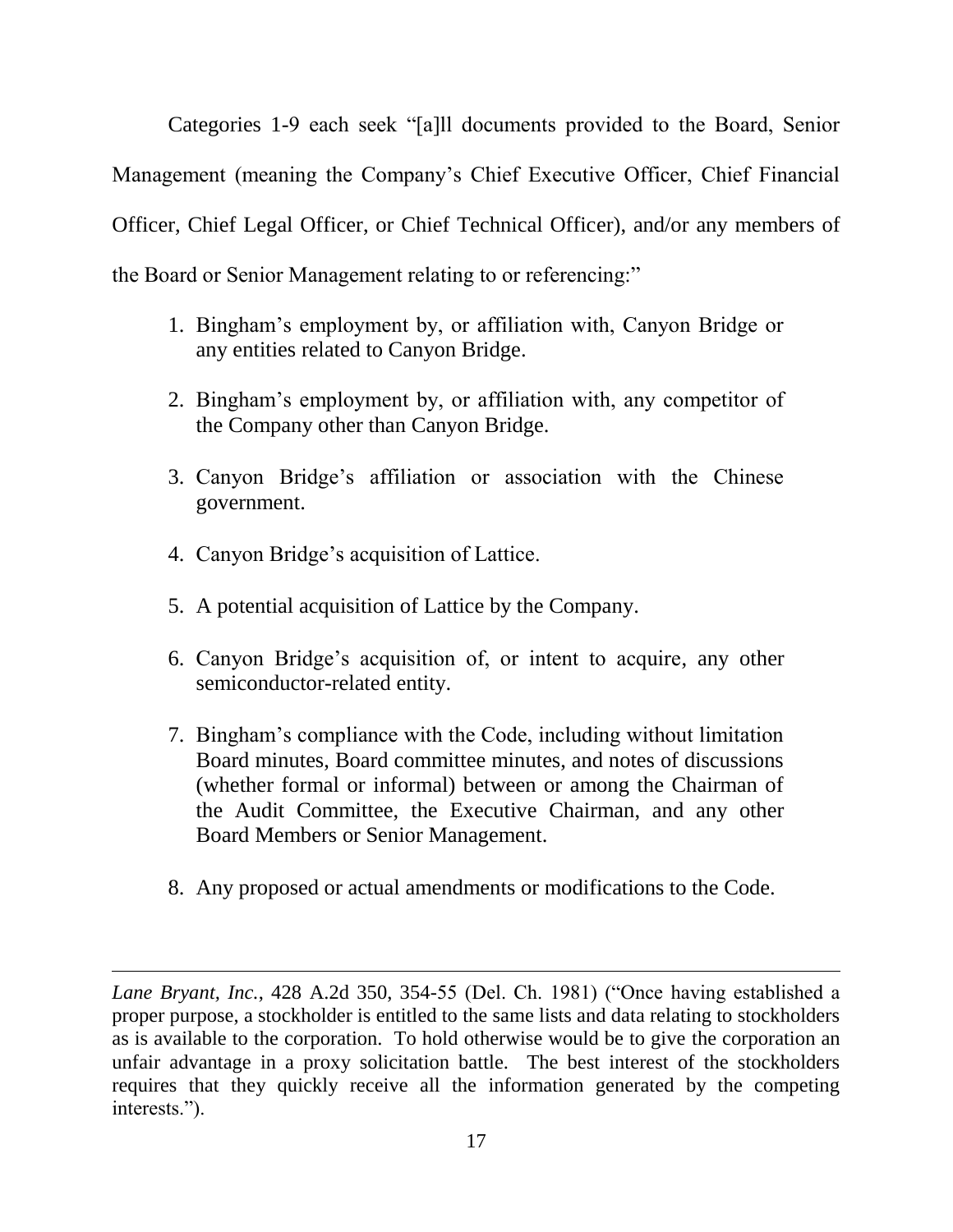Categories 1-9 each seek "[a]ll documents provided to the Board, Senior Management (meaning the Company's Chief Executive Officer, Chief Financial Officer, Chief Legal Officer, or Chief Technical Officer), and/or any members of the Board or Senior Management relating to or referencing:"

1. Bingham's employment by, or affiliation with, Canyon Bridge or any entities related to Canyon Bridge.
2. Bingham's employment by, or affiliation with, any competitor of the Company other than Canyon Bridge.
3. Canyon Bridge's affiliation or association with the Chinese government.
4. Canyon Bridge's acquisition of Lattice.
5. A potential acquisition of Lattice by the Company.
6. Canyon Bridge's acquisition of, or intent to acquire, any other semiconductor-related entity.
7. Bingham's compliance with the Code, including without limitation Board minutes, Board committee minutes, and notes of discussions (whether formal or informal) between or among the Chairman of the Audit Committee, the Executive Chairman, and any other Board Members or Senior Management.
8. Any proposed or actual amendments or modifications to the Code.

---

*Lane Bryant, Inc.*, 428 A.2d 350, 354-55 (Del. Ch. 1981) ("Once having established a proper purpose, a stockholder is entitled to the same lists and data relating to stockholders as is available to the corporation. To hold otherwise would be to give the corporation an unfair advantage in a proxy solicitation battle. The best interest of the stockholders requires that they quickly receive all the information generated by the competing interests.").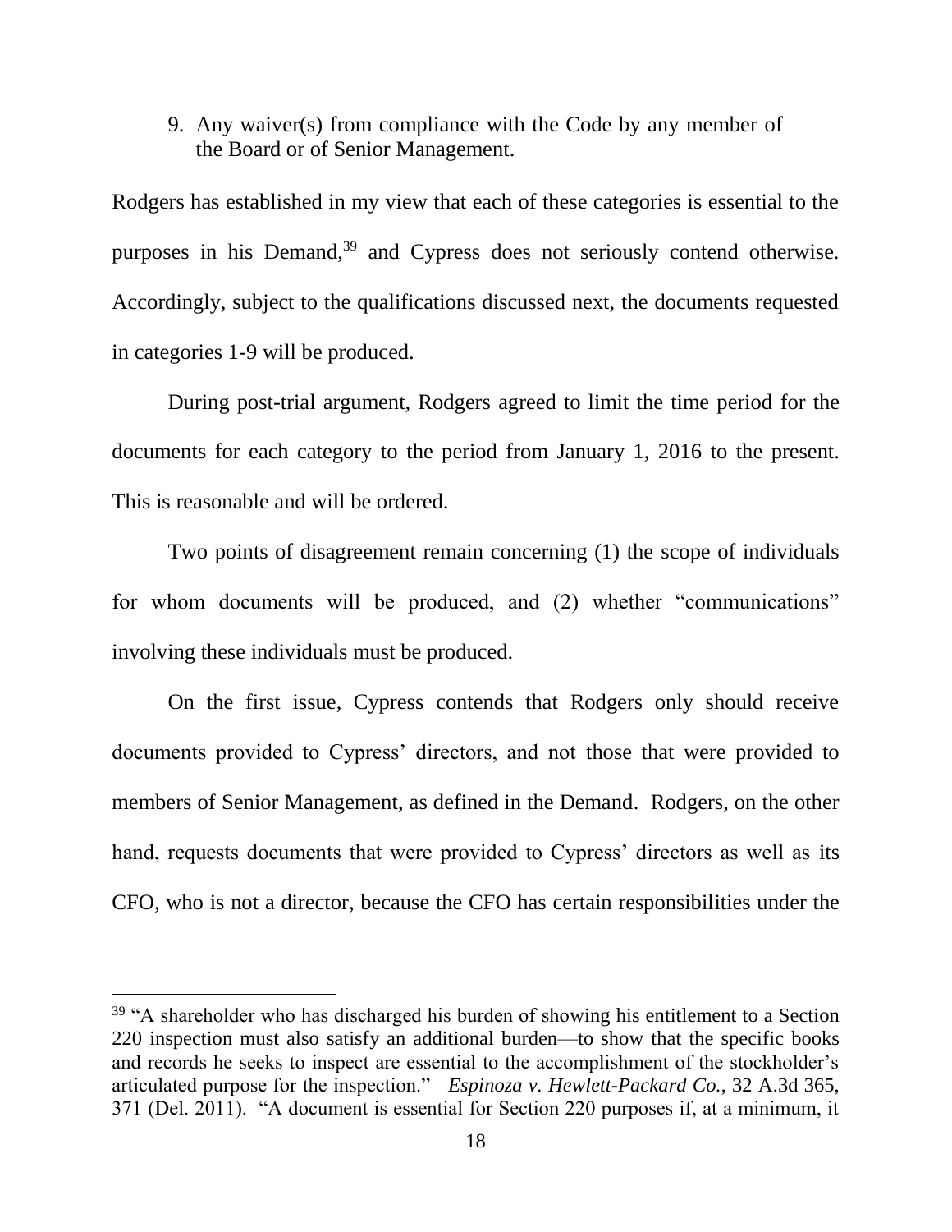9. Any waiver(s) from compliance with the Code by any member of the Board or of Senior Management.

Rodgers has established in my view that each of these categories is essential to the purposes in his Demand,[39] and Cypress does not seriously contend otherwise. Accordingly, subject to the qualifications discussed next, the documents requested in categories 1-9 will be produced.

During post-trial argument, Rodgers agreed to limit the time period for the documents for each category to the period from January 1, 2016 to the present. This is reasonable and will be ordered.

Two points of disagreement remain concerning (1) the scope of individuals for whom documents will be produced, and (2) whether "communications" involving these individuals must be produced.

On the first issue, Cypress contends that Rodgers only should receive documents provided to Cypress' directors, and not those that were provided to members of Senior Management, as defined in the Demand. Rodgers, on the other hand, requests documents that were provided to Cypress' directors as well as its CFO, who is not a director, because the CFO has certain responsibilities under the

---

[39] "A shareholder who has discharged his burden of showing his entitlement to a Section 220 inspection must also satisfy an additional burden—to show that the specific books and records he seeks to inspect are essential to the accomplishment of the stockholder's articulated purpose for the inspection." *Espinoza v. Hewlett-Packard Co.*, 32 A.3d 365, 371 (Del. 2011). "A document is essential for Section 220 purposes if, at a minimum, it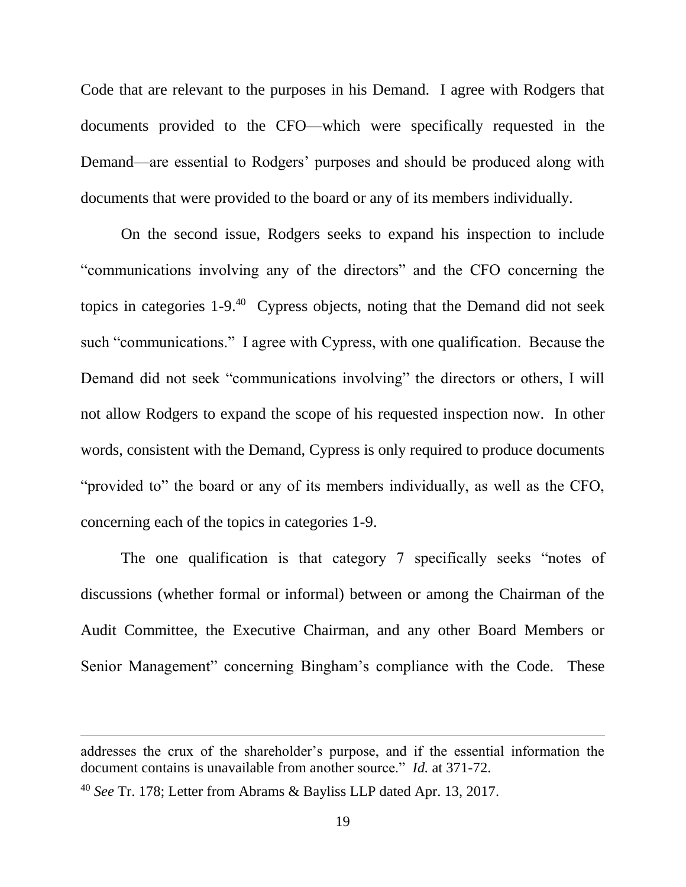Code that are relevant to the purposes in his Demand. I agree with Rodgers that documents provided to the CFO—which were specifically requested in the Demand—are essential to Rodgers' purposes and should be produced along with documents that were provided to the board or any of its members individually.

On the second issue, Rodgers seeks to expand his inspection to include "communications involving any of the directors" and the CFO concerning the topics in categories 1-9.[40] Cypress objects, noting that the Demand did not seek such "communications." I agree with Cypress, with one qualification. Because the Demand did not seek "communications involving" the directors or others, I will not allow Rodgers to expand the scope of his requested inspection now. In other words, consistent with the Demand, Cypress is only required to produce documents "provided to" the board or any of its members individually, as well as the CFO, concerning each of the topics in categories 1-9.

The one qualification is that category 7 specifically seeks "notes of discussions (whether formal or informal) between or among the Chairman of the Audit Committee, the Executive Chairman, and any other Board Members or Senior Management" concerning Bingham's compliance with the Code. These

---

addresses the crux of the shareholder's purpose, and if the essential information the document contains is unavailable from another source." *Id.* at 371-72.

[40] *See* Tr. 178; Letter from Abrams & Bayliss LLP dated Apr. 13, 2017.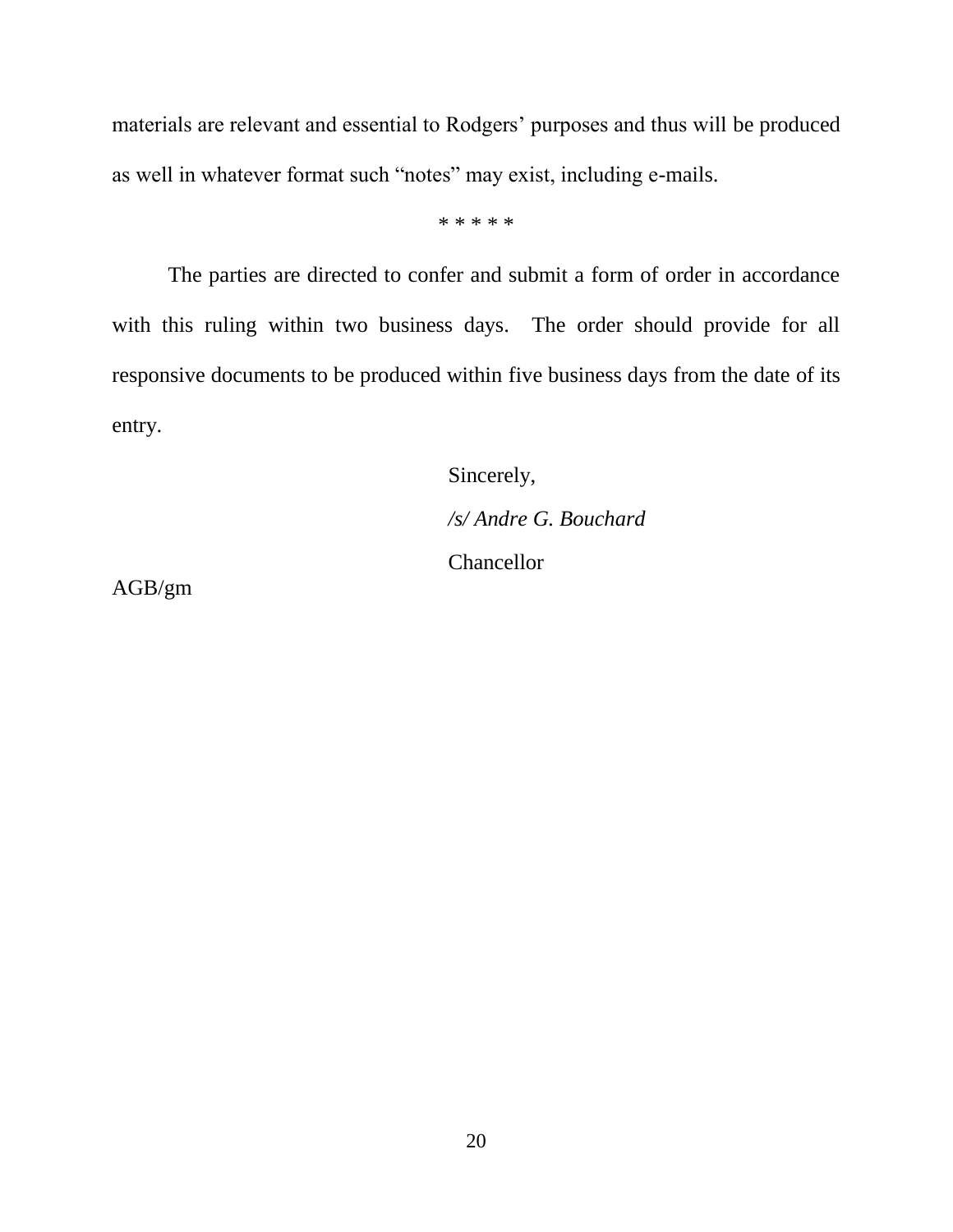materials are relevant and essential to Rodgers' purposes and thus will be produced as well in whatever format such "notes" may exist, including e-mails.

* * * * *

The parties are directed to confer and submit a form of order in accordance with this ruling within two business days. The order should provide for all responsive documents to be produced within five business days from the date of its entry.

Sincerely,

*/s/ Andre G. Bouchard*

Chancellor

AGB/gm